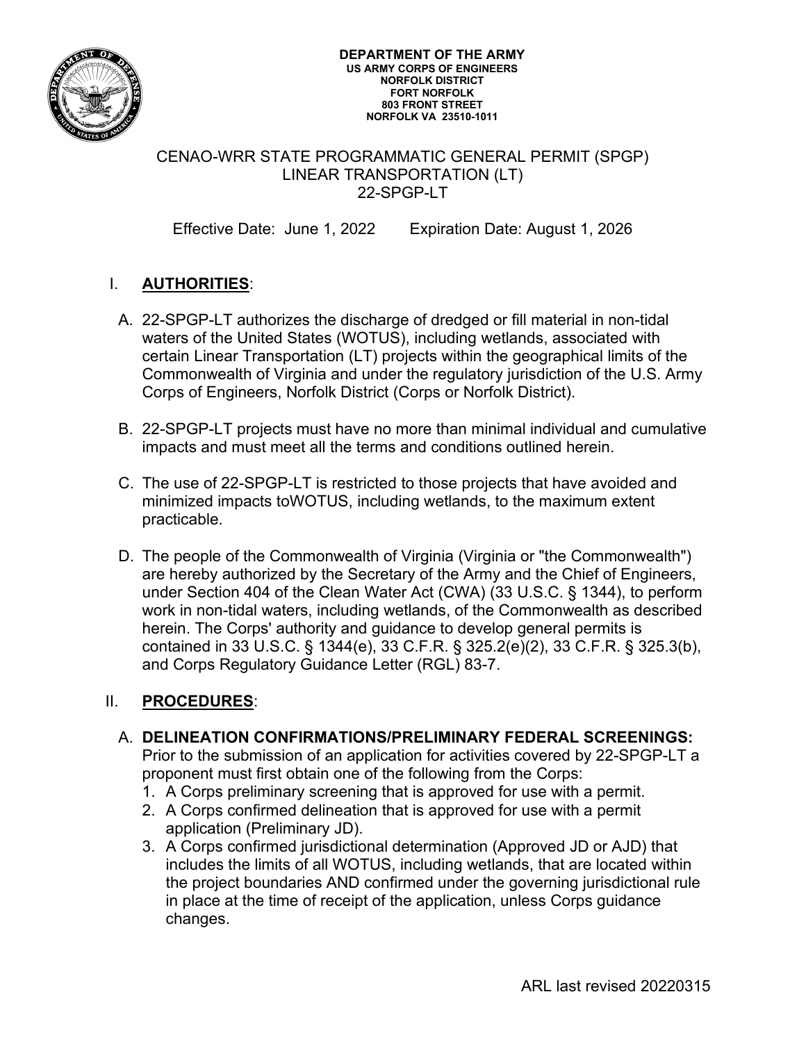**DEPARTMENT OF THE ARMY**
**US ARMY CORPS OF ENGINEERS**
**NORFOLK DISTRICT**
**FORT NORFOLK**
**803 FRONT STREET**
**NORFOLK VA 23510-1011**

# CENAO-WRR STATE PROGRAMMATIC GENERAL PERMIT (SPGP) LINEAR TRANSPORTATION (LT) 22-SPGP-LT

Effective Date: June 1, 2022 Expiration Date: August 1, 2026

## I. **AUTHORITIES**:

A. 22-SPGP-LT authorizes the discharge of dredged or fill material in non-tidal waters of the United States (WOTUS), including wetlands, associated with certain Linear Transportation (LT) projects within the geographical limits of the Commonwealth of Virginia and under the regulatory jurisdiction of the U.S. Army Corps of Engineers, Norfolk District (Corps or Norfolk District).

B. 22-SPGP-LT projects must have no more than minimal individual and cumulative impacts and must meet all the terms and conditions outlined herein.

C. The use of 22-SPGP-LT is restricted to those projects that have avoided and minimized impacts toWOTUS, including wetlands, to the maximum extent practicable.

D. The people of the Commonwealth of Virginia (Virginia or "the Commonwealth") are hereby authorized by the Secretary of the Army and the Chief of Engineers, under Section 404 of the Clean Water Act (CWA) (33 U.S.C. § 1344), to perform work in non-tidal waters, including wetlands, of the Commonwealth as described herein. The Corps' authority and guidance to develop general permits is contained in 33 U.S.C. § 1344(e), 33 C.F.R. § 325.2(e)(2), 33 C.F.R. § 325.3(b), and Corps Regulatory Guidance Letter (RGL) 83-7.

## II. **PROCEDURES**:

A. **DELINEATION CONFIRMATIONS/PRELIMINARY FEDERAL SCREENINGS:** Prior to the submission of an application for activities covered by 22-SPGP-LT a proponent must first obtain one of the following from the Corps:

1. A Corps preliminary screening that is approved for use with a permit.
2. A Corps confirmed delineation that is approved for use with a permit application (Preliminary JD).
3. A Corps confirmed jurisdictional determination (Approved JD or AJD) that includes the limits of all WOTUS, including wetlands, that are located within the project boundaries AND confirmed under the governing jurisdictional rule in place at the time of receipt of the application, unless Corps guidance changes.

ARL last revised 20220315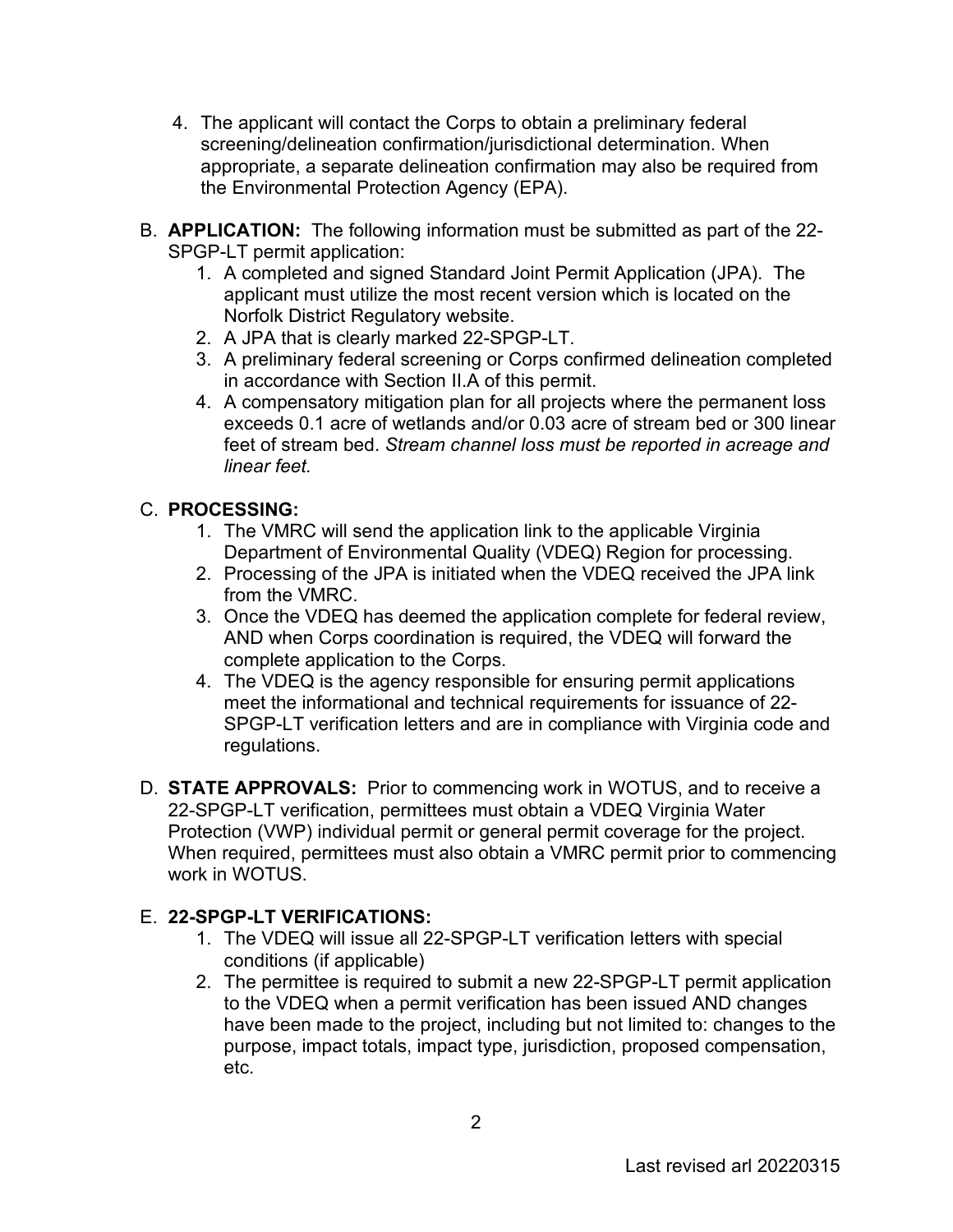4. The applicant will contact the Corps to obtain a preliminary federal screening/delineation confirmation/jurisdictional determination. When appropriate, a separate delineation confirmation may also be required from the Environmental Protection Agency (EPA).

B. **APPLICATION:** The following information must be submitted as part of the 22-SPGP-LT permit application:
   1. A completed and signed Standard Joint Permit Application (JPA). The applicant must utilize the most recent version which is located on the Norfolk District Regulatory website.
   2. A JPA that is clearly marked 22-SPGP-LT.
   3. A preliminary federal screening or Corps confirmed delineation completed in accordance with Section II.A of this permit.
   4. A compensatory mitigation plan for all projects where the permanent loss exceeds 0.1 acre of wetlands and/or 0.03 acre of stream bed or 300 linear feet of stream bed. *Stream channel loss must be reported in acreage and linear feet.*

C. **PROCESSING:**
   1. The VMRC will send the application link to the applicable Virginia Department of Environmental Quality (VDEQ) Region for processing.
   2. Processing of the JPA is initiated when the VDEQ received the JPA link from the VMRC.
   3. Once the VDEQ has deemed the application complete for federal review, AND when Corps coordination is required, the VDEQ will forward the complete application to the Corps.
   4. The VDEQ is the agency responsible for ensuring permit applications meet the informational and technical requirements for issuance of 22-SPGP-LT verification letters and are in compliance with Virginia code and regulations.

D. **STATE APPROVALS:** Prior to commencing work in WOTUS, and to receive a 22-SPGP-LT verification, permittees must obtain a VDEQ Virginia Water Protection (VWP) individual permit or general permit coverage for the project. When required, permittees must also obtain a VMRC permit prior to commencing work in WOTUS.

E. **22-SPGP-LT VERIFICATIONS:**
   1. The VDEQ will issue all 22-SPGP-LT verification letters with special conditions (if applicable)
   2. The permittee is required to submit a new 22-SPGP-LT permit application to the VDEQ when a permit verification has been issued AND changes have been made to the project, including but not limited to: changes to the purpose, impact totals, impact type, jurisdiction, proposed compensation, etc.

Last revised arl 20220315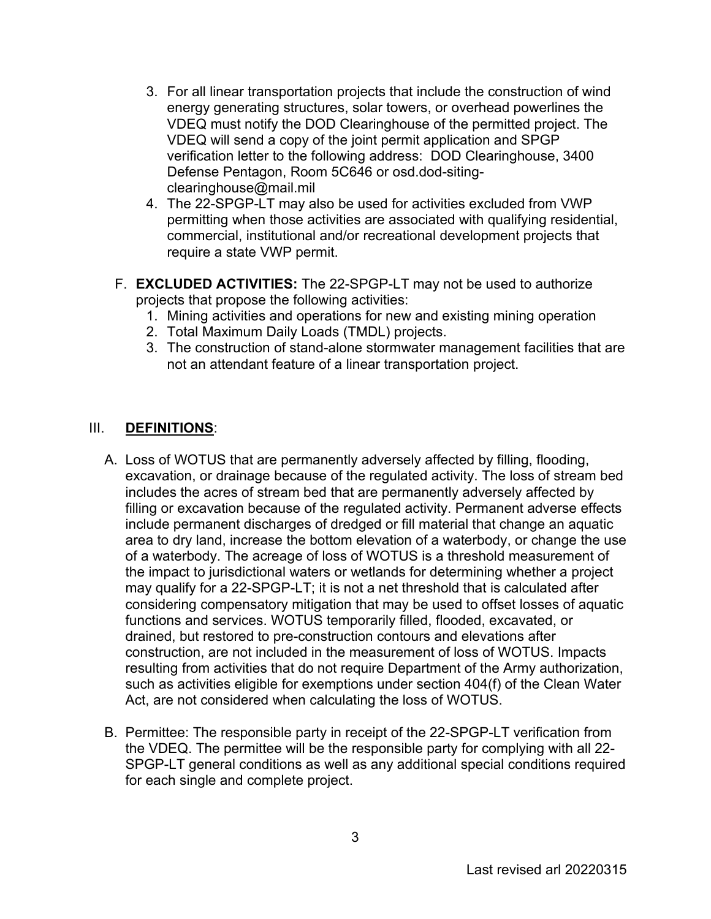3. For all linear transportation projects that include the construction of wind energy generating structures, solar towers, or overhead powerlines the VDEQ must notify the DOD Clearinghouse of the permitted project. The VDEQ will send a copy of the joint permit application and SPGP verification letter to the following address: DOD Clearinghouse, 3400 Defense Pentagon, Room 5C646 or osd.dod-siting-clearinghouse@mail.mil
4. The 22-SPGP-LT may also be used for activities excluded from VWP permitting when those activities are associated with qualifying residential, commercial, institutional and/or recreational development projects that require a state VWP permit.

F. **EXCLUDED ACTIVITIES:** The 22-SPGP-LT may not be used to authorize projects that propose the following activities:
   1. Mining activities and operations for new and existing mining operation
   2. Total Maximum Daily Loads (TMDL) projects.
   3. The construction of stand-alone stormwater management facilities that are not an attendant feature of a linear transportation project.

## III. **DEFINITIONS**:

A. Loss of WOTUS that are permanently adversely affected by filling, flooding, excavation, or drainage because of the regulated activity. The loss of stream bed includes the acres of stream bed that are permanently adversely affected by filling or excavation because of the regulated activity. Permanent adverse effects include permanent discharges of dredged or fill material that change an aquatic area to dry land, increase the bottom elevation of a waterbody, or change the use of a waterbody. The acreage of loss of WOTUS is a threshold measurement of the impact to jurisdictional waters or wetlands for determining whether a project may qualify for a 22-SPGP-LT; it is not a net threshold that is calculated after considering compensatory mitigation that may be used to offset losses of aquatic functions and services. WOTUS temporarily filled, flooded, excavated, or drained, but restored to pre-construction contours and elevations after construction, are not included in the measurement of loss of WOTUS. Impacts resulting from activities that do not require Department of the Army authorization, such as activities eligible for exemptions under section 404(f) of the Clean Water Act, are not considered when calculating the loss of WOTUS.

B. Permittee: The responsible party in receipt of the 22-SPGP-LT verification from the VDEQ. The permittee will be the responsible party for complying with all 22-SPGP-LT general conditions as well as any additional special conditions required for each single and complete project.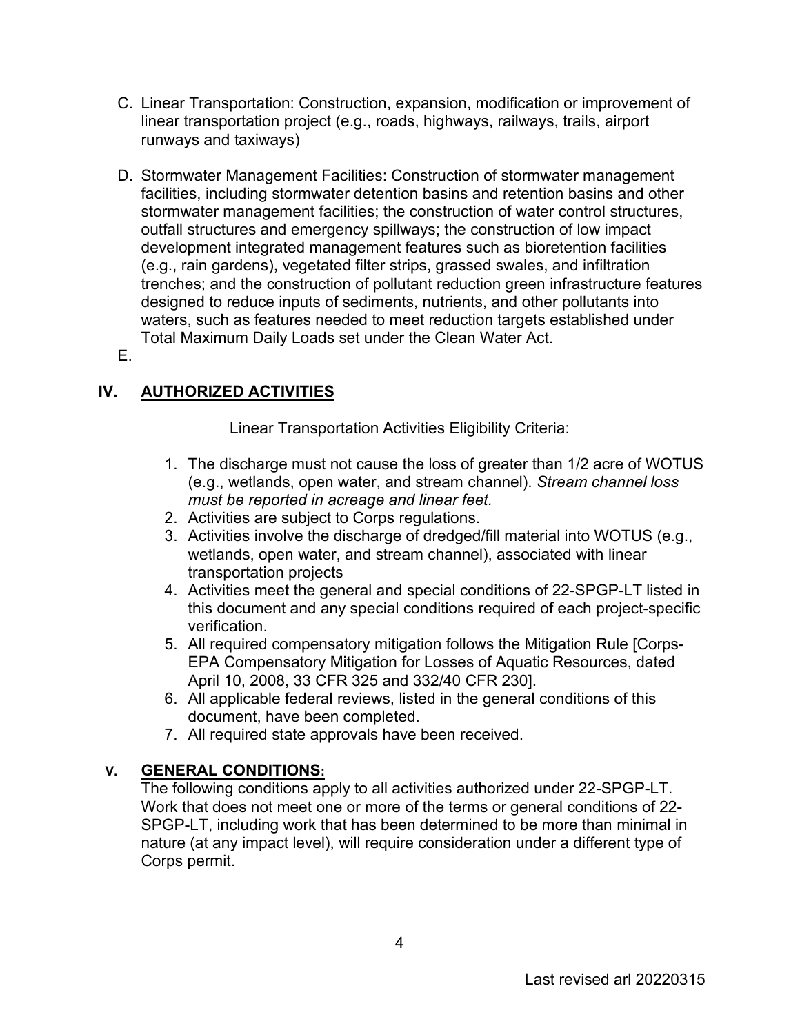C. Linear Transportation: Construction, expansion, modification or improvement of linear transportation project (e.g., roads, highways, railways, trails, airport runways and taxiways)

D. Stormwater Management Facilities: Construction of stormwater management facilities, including stormwater detention basins and retention basins and other stormwater management facilities; the construction of water control structures, outfall structures and emergency spillways; the construction of low impact development integrated management features such as bioretention facilities (e.g., rain gardens), vegetated filter strips, grassed swales, and infiltration trenches; and the construction of pollutant reduction green infrastructure features designed to reduce inputs of sediments, nutrients, and other pollutants into waters, such as features needed to meet reduction targets established under Total Maximum Daily Loads set under the Clean Water Act.

E.

## IV. <u>AUTHORIZED ACTIVITIES</u>

Linear Transportation Activities Eligibility Criteria:

1. The discharge must not cause the loss of greater than 1/2 acre of WOTUS (e.g., wetlands, open water, and stream channel). *Stream channel loss must be reported in acreage and linear feet.*
2. Activities are subject to Corps regulations.
3. Activities involve the discharge of dredged/fill material into WOTUS (e.g., wetlands, open water, and stream channel), associated with linear transportation projects
4. Activities meet the general and special conditions of 22-SPGP-LT listed in this document and any special conditions required of each project-specific verification.
5. All required compensatory mitigation follows the Mitigation Rule [Corps-EPA Compensatory Mitigation for Losses of Aquatic Resources, dated April 10, 2008, 33 CFR 325 and 332/40 CFR 230].
6. All applicable federal reviews, listed in the general conditions of this document, have been completed.
7. All required state approvals have been received.

## V. <u>GENERAL CONDITIONS</u>:

The following conditions apply to all activities authorized under 22-SPGP-LT. Work that does not meet one or more of the terms or general conditions of 22-SPGP-LT, including work that has been determined to be more than minimal in nature (at any impact level), will require consideration under a different type of Corps permit.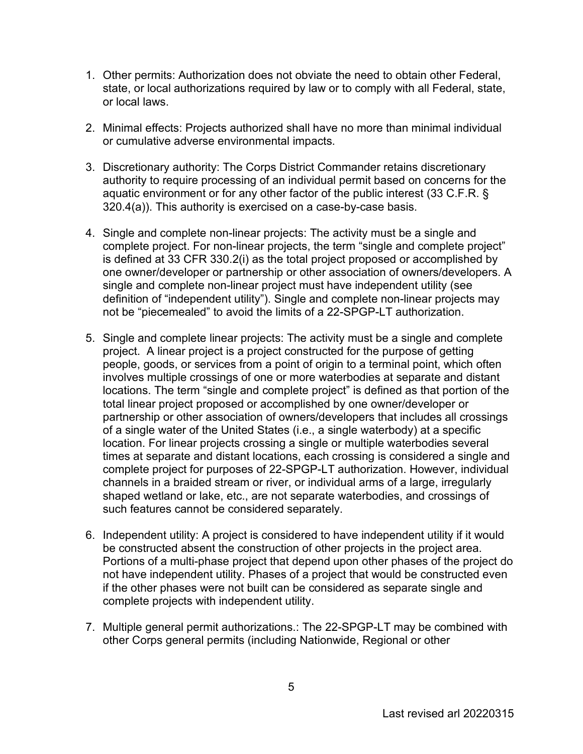1. Other permits: Authorization does not obviate the need to obtain other Federal, state, or local authorizations required by law or to comply with all Federal, state, or local laws.

2. Minimal effects: Projects authorized shall have no more than minimal individual or cumulative adverse environmental impacts.

3. Discretionary authority: The Corps District Commander retains discretionary authority to require processing of an individual permit based on concerns for the aquatic environment or for any other factor of the public interest (33 C.F.R. § 320.4(a)). This authority is exercised on a case-by-case basis.

4. Single and complete non-linear projects: The activity must be a single and complete project. For non-linear projects, the term "single and complete project" is defined at 33 CFR 330.2(i) as the total project proposed or accomplished by one owner/developer or partnership or other association of owners/developers. A single and complete non-linear project must have independent utility (see definition of "independent utility"). Single and complete non-linear projects may not be "piecemealed" to avoid the limits of a 22-SPGP-LT authorization.

5. Single and complete linear projects: The activity must be a single and complete project. A linear project is a project constructed for the purpose of getting people, goods, or services from a point of origin to a terminal point, which often involves multiple crossings of one or more waterbodies at separate and distant locations. The term "single and complete project" is defined as that portion of the total linear project proposed or accomplished by one owner/developer or partnership or other association of owners/developers that includes all crossings of a single water of the United States (i.e., a single waterbody) at a specific location. For linear projects crossing a single or multiple waterbodies several times at separate and distant locations, each crossing is considered a single and complete project for purposes of 22-SPGP-LT authorization. However, individual channels in a braided stream or river, or individual arms of a large, irregularly shaped wetland or lake, etc., are not separate waterbodies, and crossings of such features cannot be considered separately.

6. Independent utility: A project is considered to have independent utility if it would be constructed absent the construction of other projects in the project area. Portions of a multi-phase project that depend upon other phases of the project do not have independent utility. Phases of a project that would be constructed even if the other phases were not built can be considered as separate single and complete projects with independent utility.

7. Multiple general permit authorizations.: The 22-SPGP-LT may be combined with other Corps general permits (including Nationwide, Regional or other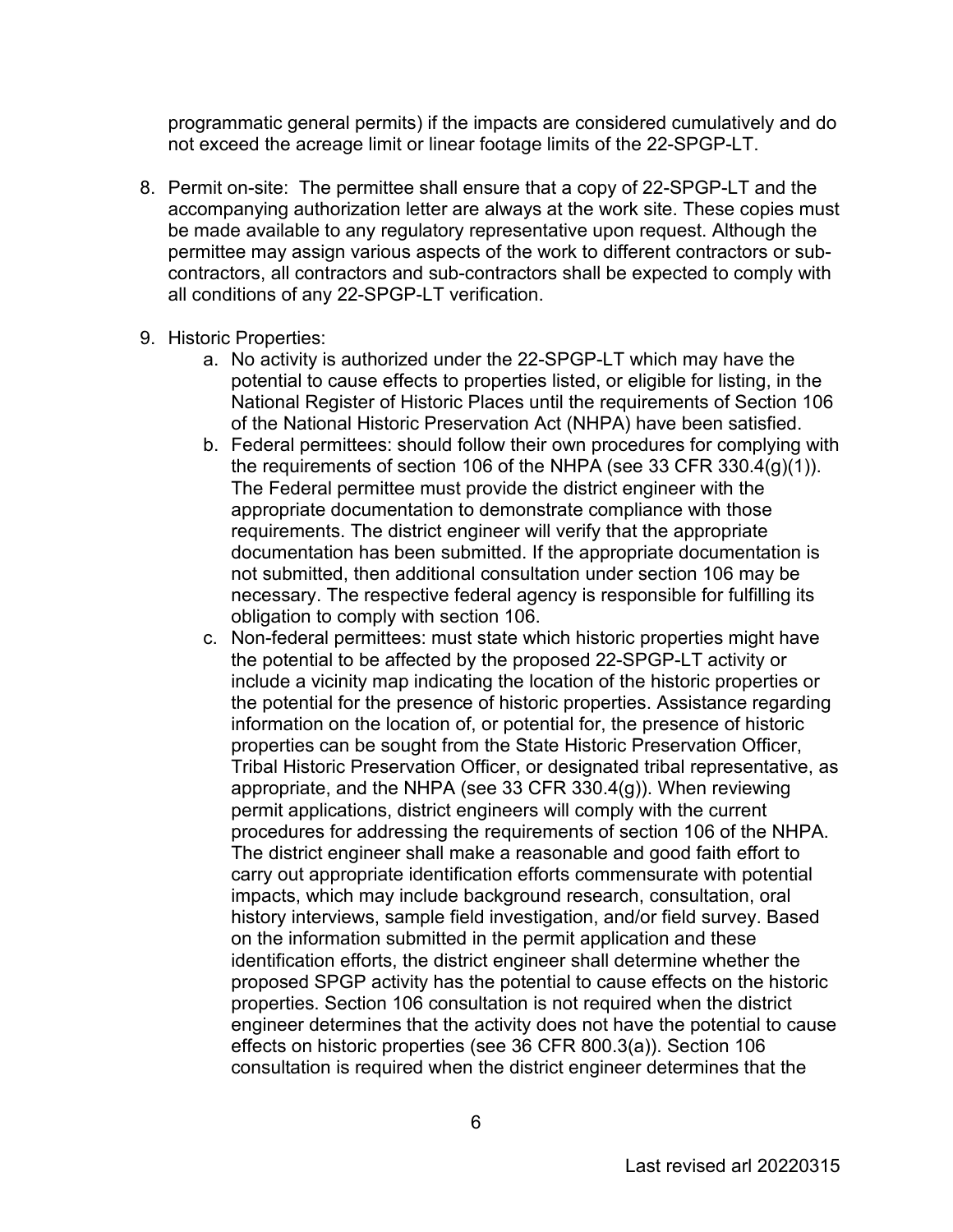programmatic general permits) if the impacts are considered cumulatively and do not exceed the acreage limit or linear footage limits of the 22-SPGP-LT.

8. Permit on-site: The permittee shall ensure that a copy of 22-SPGP-LT and the accompanying authorization letter are always at the work site. These copies must be made available to any regulatory representative upon request. Although the permittee may assign various aspects of the work to different contractors or sub-contractors, all contractors and sub-contractors shall be expected to comply with all conditions of any 22-SPGP-LT verification.

9. Historic Properties:
    a. No activity is authorized under the 22-SPGP-LT which may have the potential to cause effects to properties listed, or eligible for listing, in the National Register of Historic Places until the requirements of Section 106 of the National Historic Preservation Act (NHPA) have been satisfied.
    b. Federal permittees: should follow their own procedures for complying with the requirements of section 106 of the NHPA (see 33 CFR 330.4(g)(1)). The Federal permittee must provide the district engineer with the appropriate documentation to demonstrate compliance with those requirements. The district engineer will verify that the appropriate documentation has been submitted. If the appropriate documentation is not submitted, then additional consultation under section 106 may be necessary. The respective federal agency is responsible for fulfilling its obligation to comply with section 106.
    c. Non-federal permittees: must state which historic properties might have the potential to be affected by the proposed 22-SPGP-LT activity or include a vicinity map indicating the location of the historic properties or the potential for the presence of historic properties. Assistance regarding information on the location of, or potential for, the presence of historic properties can be sought from the State Historic Preservation Officer, Tribal Historic Preservation Officer, or designated tribal representative, as appropriate, and the NHPA (see 33 CFR 330.4(g)). When reviewing permit applications, district engineers will comply with the current procedures for addressing the requirements of section 106 of the NHPA. The district engineer shall make a reasonable and good faith effort to carry out appropriate identification efforts commensurate with potential impacts, which may include background research, consultation, oral history interviews, sample field investigation, and/or field survey. Based on the information submitted in the permit application and these identification efforts, the district engineer shall determine whether the proposed SPGP activity has the potential to cause effects on the historic properties. Section 106 consultation is not required when the district engineer determines that the activity does not have the potential to cause effects on historic properties (see 36 CFR 800.3(a)). Section 106 consultation is required when the district engineer determines that the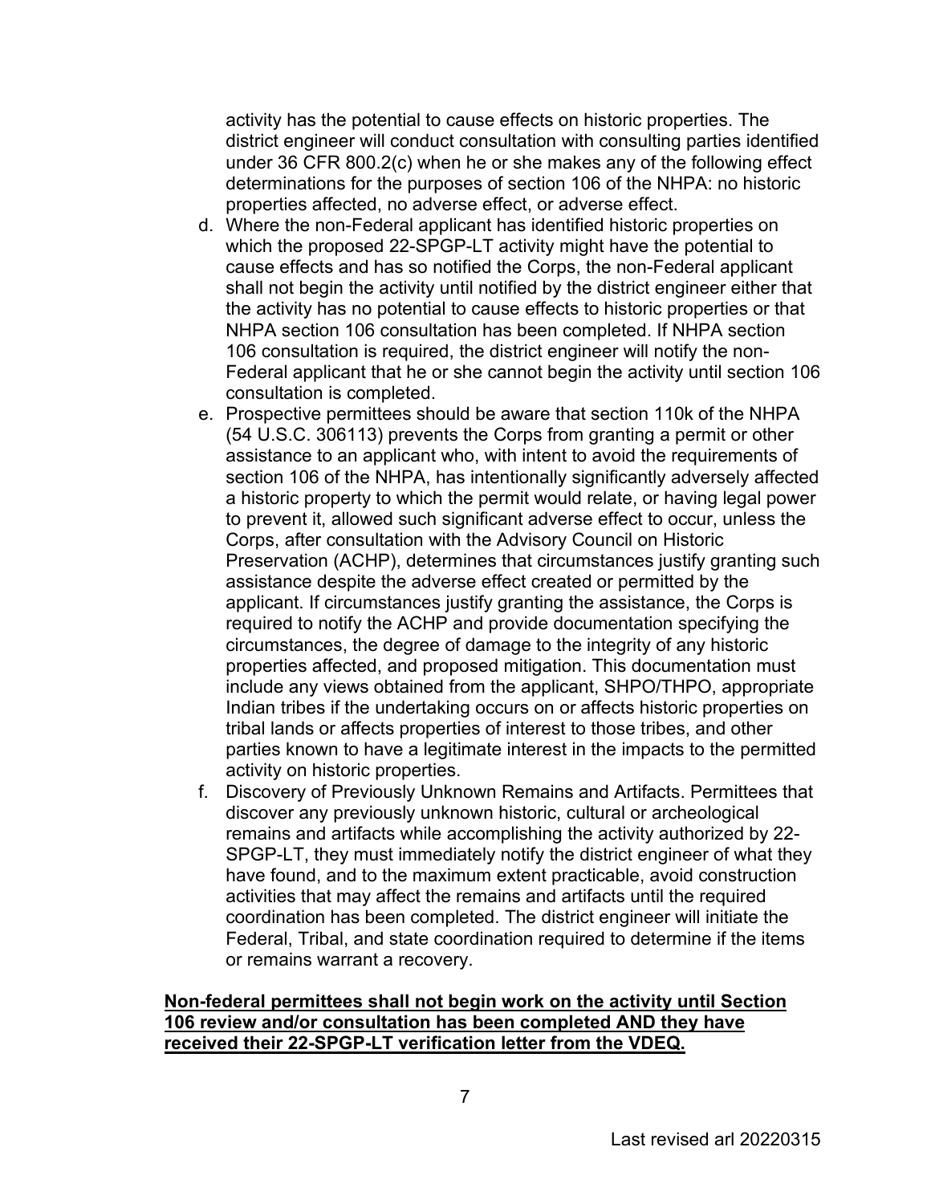activity has the potential to cause effects on historic properties. The district engineer will conduct consultation with consulting parties identified under 36 CFR 800.2(c) when he or she makes any of the following effect determinations for the purposes of section 106 of the NHPA: no historic properties affected, no adverse effect, or adverse effect.

d. Where the non-Federal applicant has identified historic properties on which the proposed 22-SPGP-LT activity might have the potential to cause effects and has so notified the Corps, the non-Federal applicant shall not begin the activity until notified by the district engineer either that the activity has no potential to cause effects to historic properties or that NHPA section 106 consultation has been completed. If NHPA section 106 consultation is required, the district engineer will notify the non-Federal applicant that he or she cannot begin the activity until section 106 consultation is completed.
e. Prospective permittees should be aware that section 110k of the NHPA (54 U.S.C. 306113) prevents the Corps from granting a permit or other assistance to an applicant who, with intent to avoid the requirements of section 106 of the NHPA, has intentionally significantly adversely affected a historic property to which the permit would relate, or having legal power to prevent it, allowed such significant adverse effect to occur, unless the Corps, after consultation with the Advisory Council on Historic Preservation (ACHP), determines that circumstances justify granting such assistance despite the adverse effect created or permitted by the applicant. If circumstances justify granting the assistance, the Corps is required to notify the ACHP and provide documentation specifying the circumstances, the degree of damage to the integrity of any historic properties affected, and proposed mitigation. This documentation must include any views obtained from the applicant, SHPO/THPO, appropriate Indian tribes if the undertaking occurs on or affects historic properties on tribal lands or affects properties of interest to those tribes, and other parties known to have a legitimate interest in the impacts to the permitted activity on historic properties.
f. Discovery of Previously Unknown Remains and Artifacts. Permittees that discover any previously unknown historic, cultural or archeological remains and artifacts while accomplishing the activity authorized by 22-SPGP-LT, they must immediately notify the district engineer of what they have found, and to the maximum extent practicable, avoid construction activities that may affect the remains and artifacts until the required coordination has been completed. The district engineer will initiate the Federal, Tribal, and state coordination required to determine if the items or remains warrant a recovery.

<u>**Non-federal permittees shall not begin work on the activity until Section 106 review and/or consultation has been completed AND they have received their 22-SPGP-LT verification letter from the VDEQ.**</u>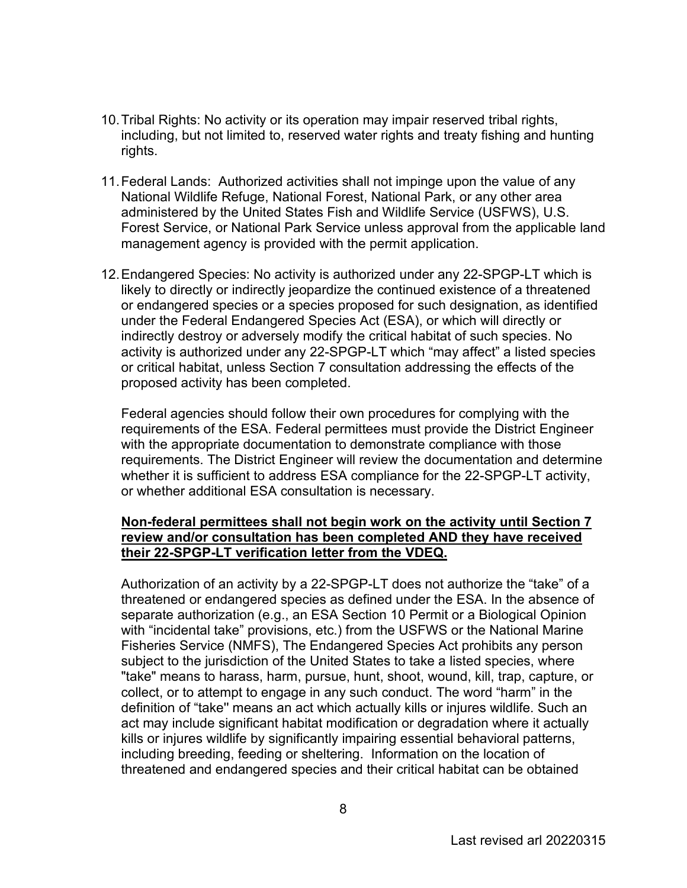10. Tribal Rights: No activity or its operation may impair reserved tribal rights, including, but not limited to, reserved water rights and treaty fishing and hunting rights.

11. Federal Lands: Authorized activities shall not impinge upon the value of any National Wildlife Refuge, National Forest, National Park, or any other area administered by the United States Fish and Wildlife Service (USFWS), U.S. Forest Service, or National Park Service unless approval from the applicable land management agency is provided with the permit application.

12. Endangered Species: No activity is authorized under any 22-SPGP-LT which is likely to directly or indirectly jeopardize the continued existence of a threatened or endangered species or a species proposed for such designation, as identified under the Federal Endangered Species Act (ESA), or which will directly or indirectly destroy or adversely modify the critical habitat of such species. No activity is authorized under any 22-SPGP-LT which "may affect" a listed species or critical habitat, unless Section 7 consultation addressing the effects of the proposed activity has been completed.

    Federal agencies should follow their own procedures for complying with the requirements of the ESA. Federal permittees must provide the District Engineer with the appropriate documentation to demonstrate compliance with those requirements. The District Engineer will review the documentation and determine whether it is sufficient to address ESA compliance for the 22-SPGP-LT activity, or whether additional ESA consultation is necessary.

    **Non-federal permittees shall not begin work on the activity until Section 7 review and/or consultation has been completed AND they have received their 22-SPGP-LT verification letter from the VDEQ.**

    Authorization of an activity by a 22-SPGP-LT does not authorize the "take" of a threatened or endangered species as defined under the ESA. In the absence of separate authorization (e.g., an ESA Section 10 Permit or a Biological Opinion with "incidental take" provisions, etc.) from the USFWS or the National Marine Fisheries Service (NMFS), The Endangered Species Act prohibits any person subject to the jurisdiction of the United States to take a listed species, where "take" means to harass, harm, pursue, hunt, shoot, wound, kill, trap, capture, or collect, or to attempt to engage in any such conduct. The word "harm" in the definition of "take" means an act which actually kills or injures wildlife. Such an act may include significant habitat modification or degradation where it actually kills or injures wildlife by significantly impairing essential behavioral patterns, including breeding, feeding or sheltering. Information on the location of threatened and endangered species and their critical habitat can be obtained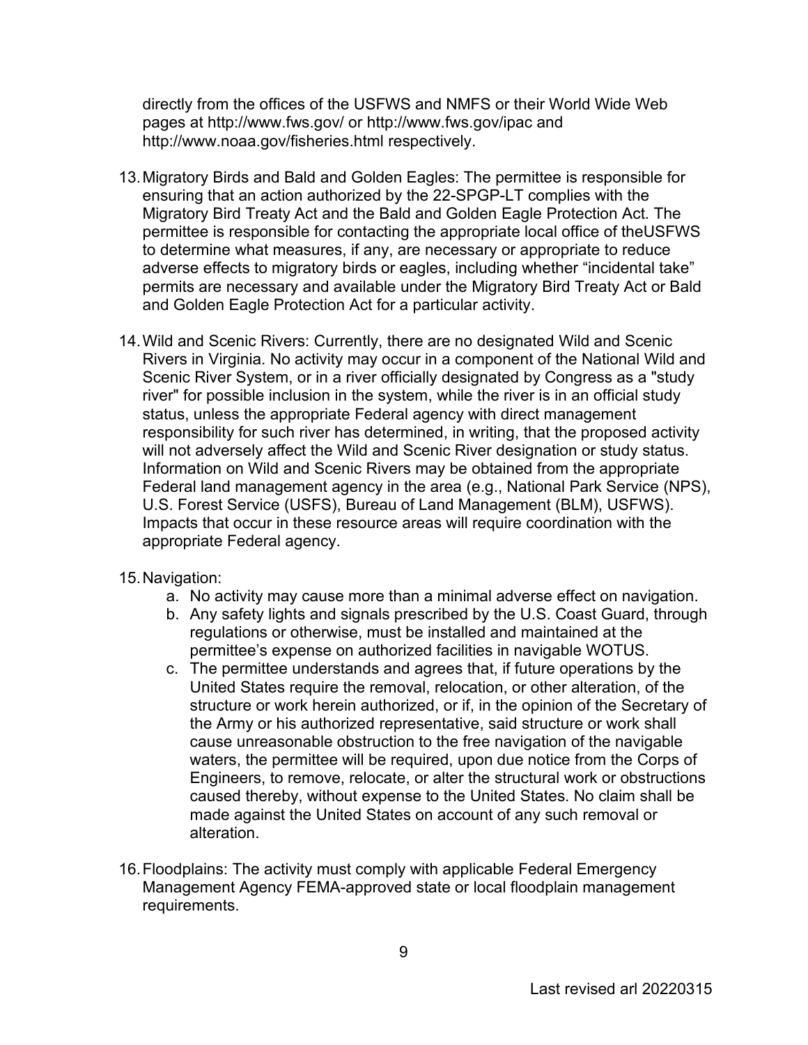directly from the offices of the USFWS and NMFS or their World Wide Web pages at http://www.fws.gov/ or http://www.fws.gov/ipac and http://www.noaa.gov/fisheries.html respectively.

13. Migratory Birds and Bald and Golden Eagles: The permittee is responsible for ensuring that an action authorized by the 22-SPGP-LT complies with the Migratory Bird Treaty Act and the Bald and Golden Eagle Protection Act. The permittee is responsible for contacting the appropriate local office of theUSFWS to determine what measures, if any, are necessary or appropriate to reduce adverse effects to migratory birds or eagles, including whether "incidental take" permits are necessary and available under the Migratory Bird Treaty Act or Bald and Golden Eagle Protection Act for a particular activity.

14. Wild and Scenic Rivers: Currently, there are no designated Wild and Scenic Rivers in Virginia. No activity may occur in a component of the National Wild and Scenic River System, or in a river officially designated by Congress as a "study river" for possible inclusion in the system, while the river is in an official study status, unless the appropriate Federal agency with direct management responsibility for such river has determined, in writing, that the proposed activity will not adversely affect the Wild and Scenic River designation or study status. Information on Wild and Scenic Rivers may be obtained from the appropriate Federal land management agency in the area (e.g., National Park Service (NPS), U.S. Forest Service (USFS), Bureau of Land Management (BLM), USFWS). Impacts that occur in these resource areas will require coordination with the appropriate Federal agency.

15. Navigation:
    a. No activity may cause more than a minimal adverse effect on navigation.
    b. Any safety lights and signals prescribed by the U.S. Coast Guard, through regulations or otherwise, must be installed and maintained at the permittee's expense on authorized facilities in navigable WOTUS.
    c. The permittee understands and agrees that, if future operations by the United States require the removal, relocation, or other alteration, of the structure or work herein authorized, or if, in the opinion of the Secretary of the Army or his authorized representative, said structure or work shall cause unreasonable obstruction to the free navigation of the navigable waters, the permittee will be required, upon due notice from the Corps of Engineers, to remove, relocate, or alter the structural work or obstructions caused thereby, without expense to the United States. No claim shall be made against the United States on account of any such removal or alteration.

16. Floodplains: The activity must comply with applicable Federal Emergency Management Agency FEMA-approved state or local floodplain management requirements.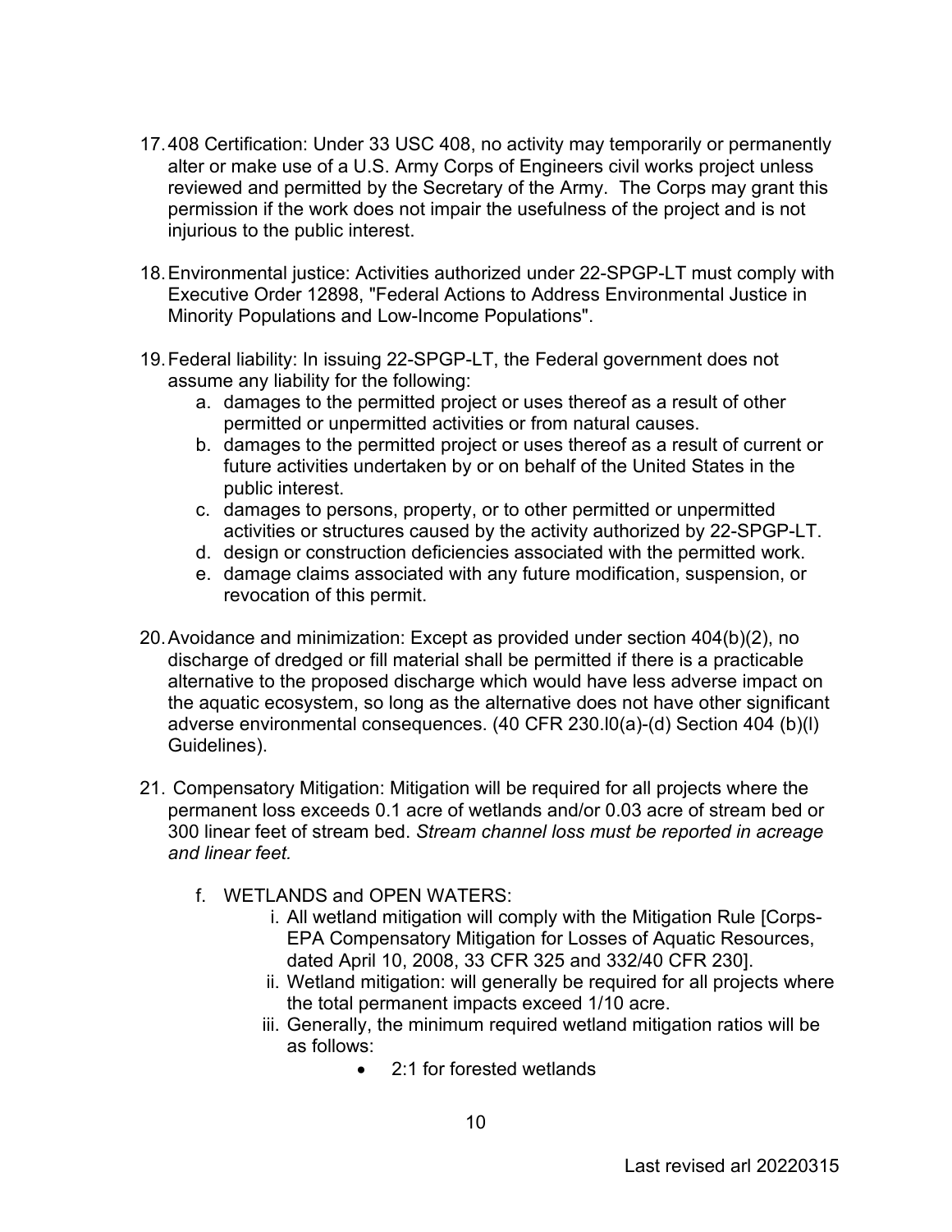17. 408 Certification: Under 33 USC 408, no activity may temporarily or permanently alter or make use of a U.S. Army Corps of Engineers civil works project unless reviewed and permitted by the Secretary of the Army. The Corps may grant this permission if the work does not impair the usefulness of the project and is not injurious to the public interest.

18. Environmental justice: Activities authorized under 22-SPGP-LT must comply with Executive Order 12898, "Federal Actions to Address Environmental Justice in Minority Populations and Low-Income Populations".

19. Federal liability: In issuing 22-SPGP-LT, the Federal government does not assume any liability for the following:
    a. damages to the permitted project or uses thereof as a result of other permitted or unpermitted activities or from natural causes.
    b. damages to the permitted project or uses thereof as a result of current or future activities undertaken by or on behalf of the United States in the public interest.
    c. damages to persons, property, or to other permitted or unpermitted activities or structures caused by the activity authorized by 22-SPGP-LT.
    d. design or construction deficiencies associated with the permitted work.
    e. damage claims associated with any future modification, suspension, or revocation of this permit.

20. Avoidance and minimization: Except as provided under section 404(b)(2), no discharge of dredged or fill material shall be permitted if there is a practicable alternative to the proposed discharge which would have less adverse impact on the aquatic ecosystem, so long as the alternative does not have other significant adverse environmental consequences. (40 CFR 230.l0(a)-(d) Section 404 (b)(l) Guidelines).

21. Compensatory Mitigation: Mitigation will be required for all projects where the permanent loss exceeds 0.1 acre of wetlands and/or 0.03 acre of stream bed or 300 linear feet of stream bed. *Stream channel loss must be reported in acreage and linear feet.*

    f. WETLANDS and OPEN WATERS:
        i. All wetland mitigation will comply with the Mitigation Rule [Corps-EPA Compensatory Mitigation for Losses of Aquatic Resources, dated April 10, 2008, 33 CFR 325 and 332/40 CFR 230].
        ii. Wetland mitigation: will generally be required for all projects where the total permanent impacts exceed 1/10 acre.
        iii. Generally, the minimum required wetland mitigation ratios will be as follows:
            - 2:1 for forested wetlands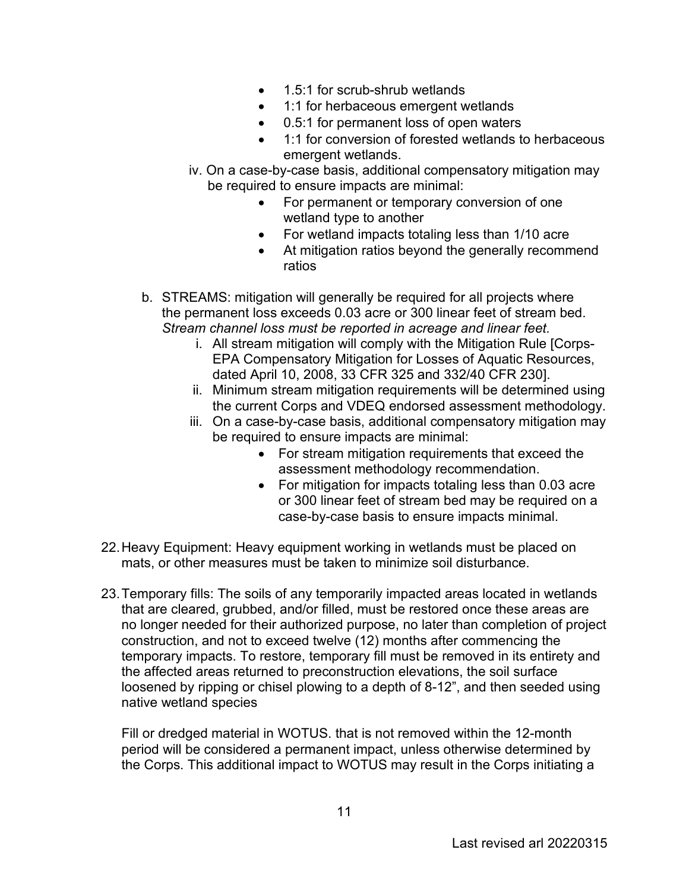- 1.5:1 for scrub-shrub wetlands
- 1:1 for herbaceous emergent wetlands
- 0.5:1 for permanent loss of open waters
- 1:1 for conversion of forested wetlands to herbaceous emergent wetlands.

iv. On a case-by-case basis, additional compensatory mitigation may be required to ensure impacts are minimal:

- For permanent or temporary conversion of one wetland type to another
- For wetland impacts totaling less than 1/10 acre
- At mitigation ratios beyond the generally recommend ratios

b. STREAMS: mitigation will generally be required for all projects where the permanent loss exceeds 0.03 acre or 300 linear feet of stream bed. *Stream channel loss must be reported in acreage and linear feet.*

i. All stream mitigation will comply with the Mitigation Rule [Corps-EPA Compensatory Mitigation for Losses of Aquatic Resources, dated April 10, 2008, 33 CFR 325 and 332/40 CFR 230].

ii. Minimum stream mitigation requirements will be determined using the current Corps and VDEQ endorsed assessment methodology.

iii. On a case-by-case basis, additional compensatory mitigation may be required to ensure impacts are minimal:

- For stream mitigation requirements that exceed the assessment methodology recommendation.
- For mitigation for impacts totaling less than 0.03 acre or 300 linear feet of stream bed may be required on a case-by-case basis to ensure impacts minimal.

22. Heavy Equipment: Heavy equipment working in wetlands must be placed on mats, or other measures must be taken to minimize soil disturbance.

23. Temporary fills: The soils of any temporarily impacted areas located in wetlands that are cleared, grubbed, and/or filled, must be restored once these areas are no longer needed for their authorized purpose, no later than completion of project construction, and not to exceed twelve (12) months after commencing the temporary impacts. To restore, temporary fill must be removed in its entirety and the affected areas returned to preconstruction elevations, the soil surface loosened by ripping or chisel plowing to a depth of 8-12", and then seeded using native wetland species

    Fill or dredged material in WOTUS. that is not removed within the 12-month period will be considered a permanent impact, unless otherwise determined by the Corps. This additional impact to WOTUS may result in the Corps initiating a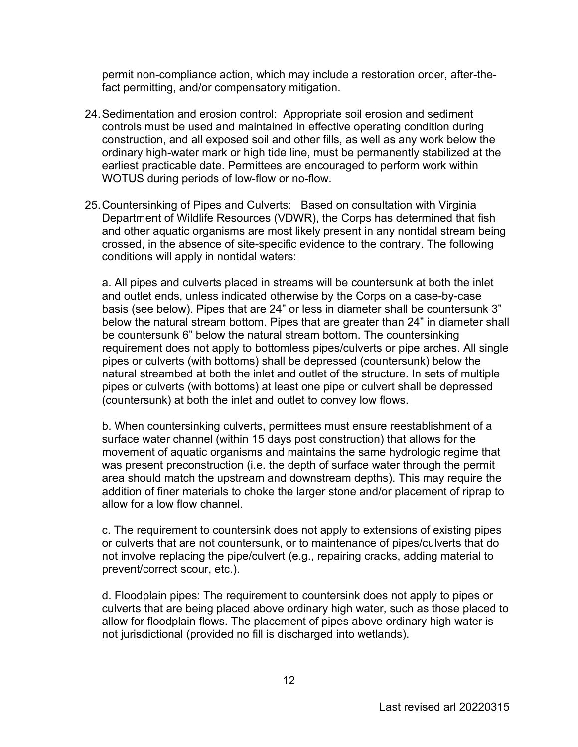permit non-compliance action, which may include a restoration order, after-the-fact permitting, and/or compensatory mitigation.

24. Sedimentation and erosion control: Appropriate soil erosion and sediment controls must be used and maintained in effective operating condition during construction, and all exposed soil and other fills, as well as any work below the ordinary high-water mark or high tide line, must be permanently stabilized at the earliest practicable date. Permittees are encouraged to perform work within WOTUS during periods of low-flow or no-flow.

25. Countersinking of Pipes and Culverts: Based on consultation with Virginia Department of Wildlife Resources (VDWR), the Corps has determined that fish and other aquatic organisms are most likely present in any nontidal stream being crossed, in the absence of site-specific evidence to the contrary. The following conditions will apply in nontidal waters:

    a. All pipes and culverts placed in streams will be countersunk at both the inlet and outlet ends, unless indicated otherwise by the Corps on a case-by-case basis (see below). Pipes that are 24" or less in diameter shall be countersunk 3" below the natural stream bottom. Pipes that are greater than 24" in diameter shall be countersunk 6" below the natural stream bottom. The countersinking requirement does not apply to bottomless pipes/culverts or pipe arches. All single pipes or culverts (with bottoms) shall be depressed (countersunk) below the natural streambed at both the inlet and outlet of the structure. In sets of multiple pipes or culverts (with bottoms) at least one pipe or culvert shall be depressed (countersunk) at both the inlet and outlet to convey low flows.

    b. When countersinking culverts, permittees must ensure reestablishment of a surface water channel (within 15 days post construction) that allows for the movement of aquatic organisms and maintains the same hydrologic regime that was present preconstruction (i.e. the depth of surface water through the permit area should match the upstream and downstream depths). This may require the addition of finer materials to choke the larger stone and/or placement of riprap to allow for a low flow channel.

    c. The requirement to countersink does not apply to extensions of existing pipes or culverts that are not countersunk, or to maintenance of pipes/culverts that do not involve replacing the pipe/culvert (e.g., repairing cracks, adding material to prevent/correct scour, etc.).

    d. Floodplain pipes: The requirement to countersink does not apply to pipes or culverts that are being placed above ordinary high water, such as those placed to allow for floodplain flows. The placement of pipes above ordinary high water is not jurisdictional (provided no fill is discharged into wetlands).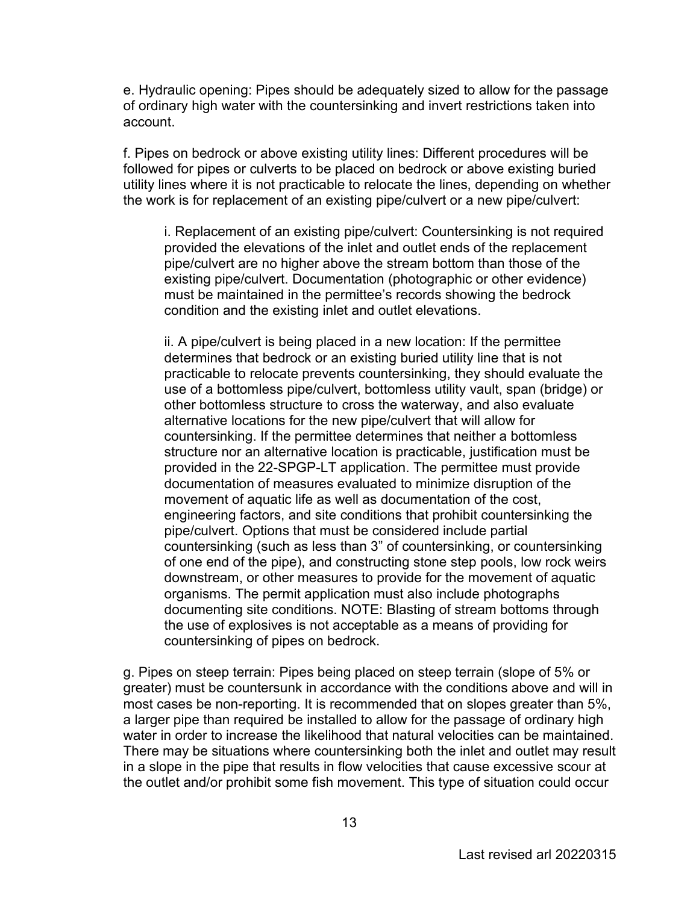e. Hydraulic opening: Pipes should be adequately sized to allow for the passage of ordinary high water with the countersinking and invert restrictions taken into account.

f. Pipes on bedrock or above existing utility lines: Different procedures will be followed for pipes or culverts to be placed on bedrock or above existing buried utility lines where it is not practicable to relocate the lines, depending on whether the work is for replacement of an existing pipe/culvert or a new pipe/culvert:

> i. Replacement of an existing pipe/culvert: Countersinking is not required provided the elevations of the inlet and outlet ends of the replacement pipe/culvert are no higher above the stream bottom than those of the existing pipe/culvert. Documentation (photographic or other evidence) must be maintained in the permittee's records showing the bedrock condition and the existing inlet and outlet elevations.
>
> ii. A pipe/culvert is being placed in a new location: If the permittee determines that bedrock or an existing buried utility line that is not practicable to relocate prevents countersinking, they should evaluate the use of a bottomless pipe/culvert, bottomless utility vault, span (bridge) or other bottomless structure to cross the waterway, and also evaluate alternative locations for the new pipe/culvert that will allow for countersinking. If the permittee determines that neither a bottomless structure nor an alternative location is practicable, justification must be provided in the 22-SPGP-LT application. The permittee must provide documentation of measures evaluated to minimize disruption of the movement of aquatic life as well as documentation of the cost, engineering factors, and site conditions that prohibit countersinking the pipe/culvert. Options that must be considered include partial countersinking (such as less than 3" of countersinking, or countersinking of one end of the pipe), and constructing stone step pools, low rock weirs downstream, or other measures to provide for the movement of aquatic organisms. The permit application must also include photographs documenting site conditions. NOTE: Blasting of stream bottoms through the use of explosives is not acceptable as a means of providing for countersinking of pipes on bedrock.

g. Pipes on steep terrain: Pipes being placed on steep terrain (slope of 5% or greater) must be countersunk in accordance with the conditions above and will in most cases be non-reporting. It is recommended that on slopes greater than 5%, a larger pipe than required be installed to allow for the passage of ordinary high water in order to increase the likelihood that natural velocities can be maintained. There may be situations where countersinking both the inlet and outlet may result in a slope in the pipe that results in flow velocities that cause excessive scour at the outlet and/or prohibit some fish movement. This type of situation could occur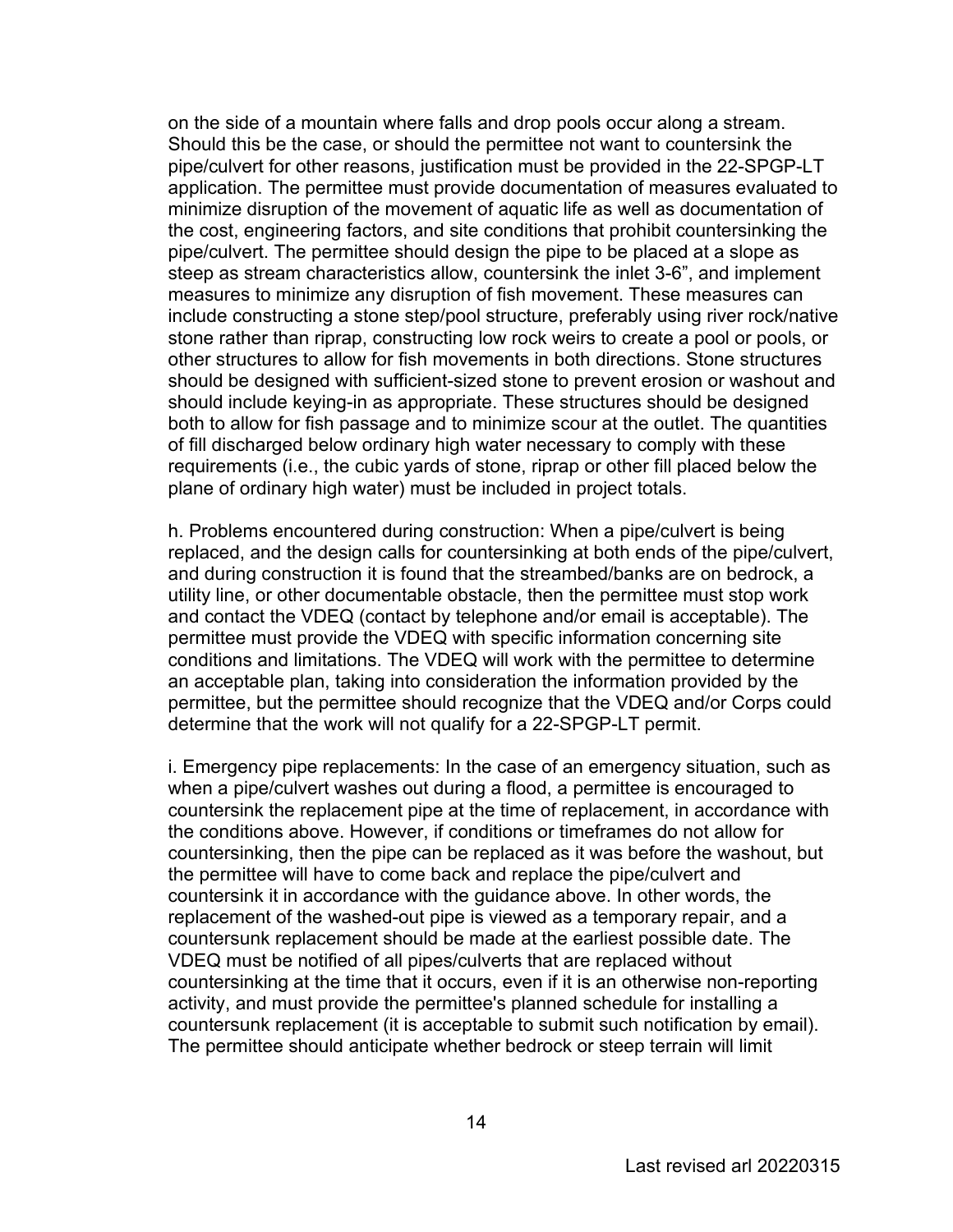on the side of a mountain where falls and drop pools occur along a stream. Should this be the case, or should the permittee not want to countersink the pipe/culvert for other reasons, justification must be provided in the 22-SPGP-LT application. The permittee must provide documentation of measures evaluated to minimize disruption of the movement of aquatic life as well as documentation of the cost, engineering factors, and site conditions that prohibit countersinking the pipe/culvert. The permittee should design the pipe to be placed at a slope as steep as stream characteristics allow, countersink the inlet 3-6", and implement measures to minimize any disruption of fish movement. These measures can include constructing a stone step/pool structure, preferably using river rock/native stone rather than riprap, constructing low rock weirs to create a pool or pools, or other structures to allow for fish movements in both directions. Stone structures should be designed with sufficient-sized stone to prevent erosion or washout and should include keying-in as appropriate. These structures should be designed both to allow for fish passage and to minimize scour at the outlet. The quantities of fill discharged below ordinary high water necessary to comply with these requirements (i.e., the cubic yards of stone, riprap or other fill placed below the plane of ordinary high water) must be included in project totals.

h. Problems encountered during construction: When a pipe/culvert is being replaced, and the design calls for countersinking at both ends of the pipe/culvert, and during construction it is found that the streambed/banks are on bedrock, a utility line, or other documentable obstacle, then the permittee must stop work and contact the VDEQ (contact by telephone and/or email is acceptable). The permittee must provide the VDEQ with specific information concerning site conditions and limitations. The VDEQ will work with the permittee to determine an acceptable plan, taking into consideration the information provided by the permittee, but the permittee should recognize that the VDEQ and/or Corps could determine that the work will not qualify for a 22-SPGP-LT permit.

i. Emergency pipe replacements: In the case of an emergency situation, such as when a pipe/culvert washes out during a flood, a permittee is encouraged to countersink the replacement pipe at the time of replacement, in accordance with the conditions above. However, if conditions or timeframes do not allow for countersinking, then the pipe can be replaced as it was before the washout, but the permittee will have to come back and replace the pipe/culvert and countersink it in accordance with the guidance above. In other words, the replacement of the washed-out pipe is viewed as a temporary repair, and a countersunk replacement should be made at the earliest possible date. The VDEQ must be notified of all pipes/culverts that are replaced without countersinking at the time that it occurs, even if it is an otherwise non-reporting activity, and must provide the permittee's planned schedule for installing a countersunk replacement (it is acceptable to submit such notification by email). The permittee should anticipate whether bedrock or steep terrain will limit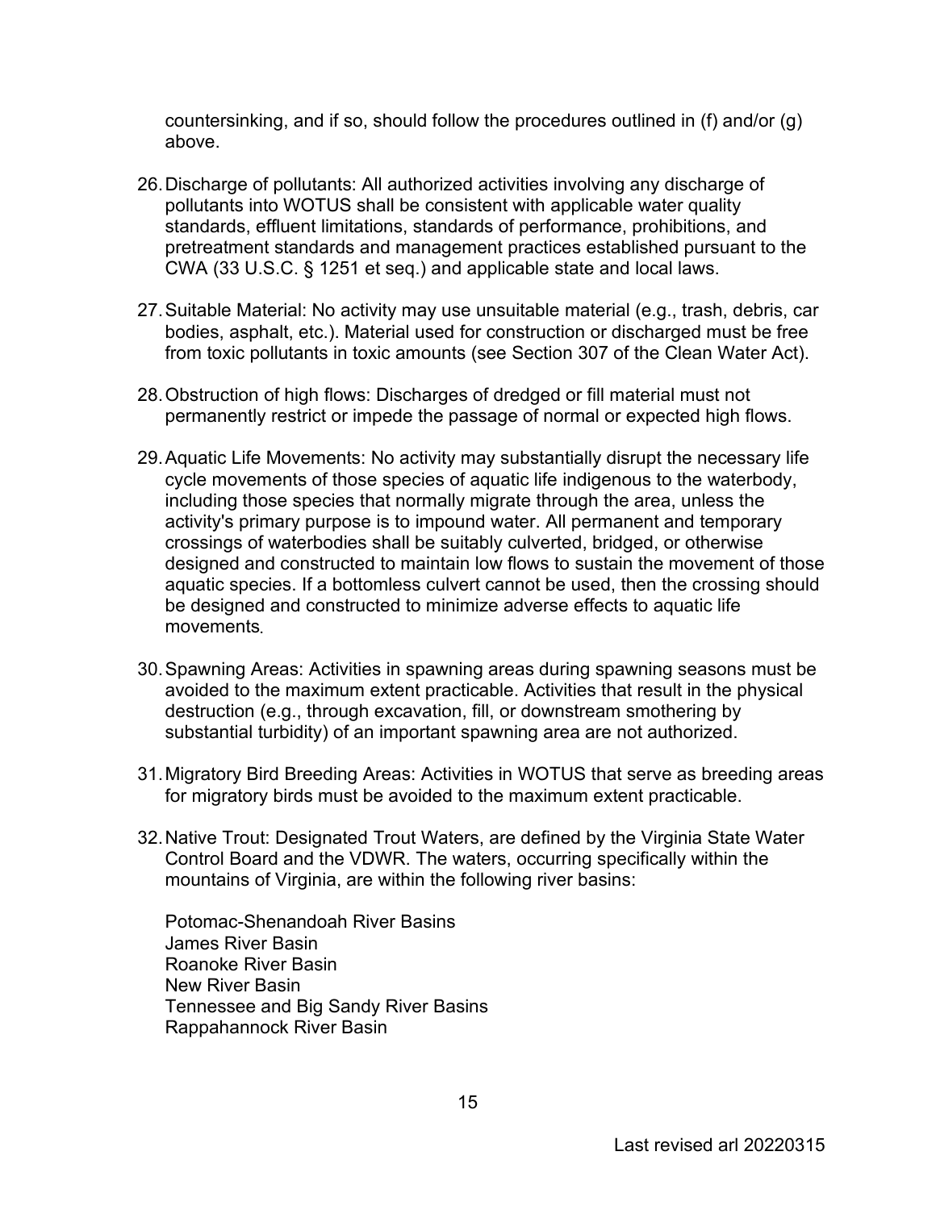countersinking, and if so, should follow the procedures outlined in (f) and/or (g) above.

26. Discharge of pollutants: All authorized activities involving any discharge of pollutants into WOTUS shall be consistent with applicable water quality standards, effluent limitations, standards of performance, prohibitions, and pretreatment standards and management practices established pursuant to the CWA (33 U.S.C. § 1251 et seq.) and applicable state and local laws.

27. Suitable Material: No activity may use unsuitable material (e.g., trash, debris, car bodies, asphalt, etc.). Material used for construction or discharged must be free from toxic pollutants in toxic amounts (see Section 307 of the Clean Water Act).

28. Obstruction of high flows: Discharges of dredged or fill material must not permanently restrict or impede the passage of normal or expected high flows.

29. Aquatic Life Movements: No activity may substantially disrupt the necessary life cycle movements of those species of aquatic life indigenous to the waterbody, including those species that normally migrate through the area, unless the activity's primary purpose is to impound water. All permanent and temporary crossings of waterbodies shall be suitably culverted, bridged, or otherwise designed and constructed to maintain low flows to sustain the movement of those aquatic species. If a bottomless culvert cannot be used, then the crossing should be designed and constructed to minimize adverse effects to aquatic life movements.

30. Spawning Areas: Activities in spawning areas during spawning seasons must be avoided to the maximum extent practicable. Activities that result in the physical destruction (e.g., through excavation, fill, or downstream smothering by substantial turbidity) of an important spawning area are not authorized.

31. Migratory Bird Breeding Areas: Activities in WOTUS that serve as breeding areas for migratory birds must be avoided to the maximum extent practicable.

32. Native Trout: Designated Trout Waters, are defined by the Virginia State Water Control Board and the VDWR. The waters, occurring specifically within the mountains of Virginia, are within the following river basins:

    Potomac-Shenandoah River Basins
    James River Basin
    Roanoke River Basin
    New River Basin
    Tennessee and Big Sandy River Basins
    Rappahannock River Basin

Last revised arl 20220315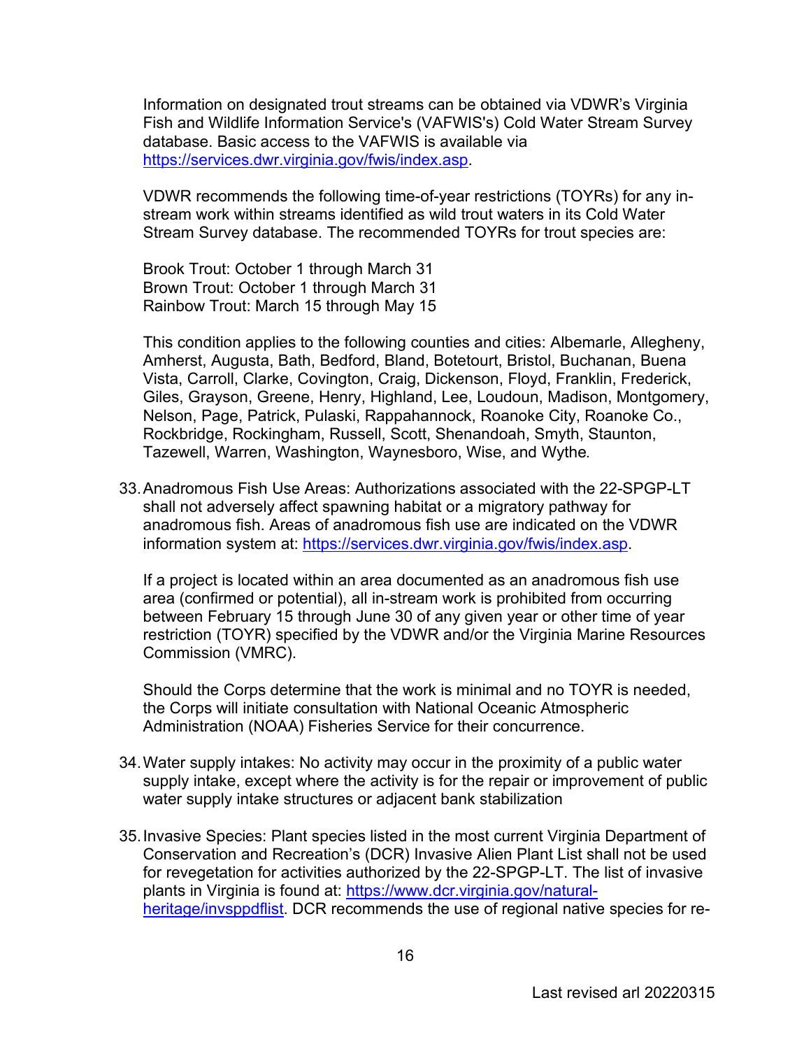Information on designated trout streams can be obtained via VDWR's Virginia Fish and Wildlife Information Service's (VAFWIS's) Cold Water Stream Survey database. Basic access to the VAFWIS is available via https://services.dwr.virginia.gov/fwis/index.asp.

VDWR recommends the following time-of-year restrictions (TOYRs) for any in-stream work within streams identified as wild trout waters in its Cold Water Stream Survey database. The recommended TOYRs for trout species are:

Brook Trout: October 1 through March 31
Brown Trout: October 1 through March 31
Rainbow Trout: March 15 through May 15

This condition applies to the following counties and cities: Albemarle, Allegheny, Amherst, Augusta, Bath, Bedford, Bland, Botetourt, Bristol, Buchanan, Buena Vista, Carroll, Clarke, Covington, Craig, Dickenson, Floyd, Franklin, Frederick, Giles, Grayson, Greene, Henry, Highland, Lee, Loudoun, Madison, Montgomery, Nelson, Page, Patrick, Pulaski, Rappahannock, Roanoke City, Roanoke Co., Rockbridge, Rockingham, Russell, Scott, Shenandoah, Smyth, Staunton, Tazewell, Warren, Washington, Waynesboro, Wise, and Wythe.

33. Anadromous Fish Use Areas: Authorizations associated with the 22-SPGP-LT shall not adversely affect spawning habitat or a migratory pathway for anadromous fish. Areas of anadromous fish use are indicated on the VDWR information system at: https://services.dwr.virginia.gov/fwis/index.asp.

    If a project is located within an area documented as an anadromous fish use area (confirmed or potential), all in-stream work is prohibited from occurring between February 15 through June 30 of any given year or other time of year restriction (TOYR) specified by the VDWR and/or the Virginia Marine Resources Commission (VMRC).

    Should the Corps determine that the work is minimal and no TOYR is needed, the Corps will initiate consultation with National Oceanic Atmospheric Administration (NOAA) Fisheries Service for their concurrence.

34. Water supply intakes: No activity may occur in the proximity of a public water supply intake, except where the activity is for the repair or improvement of public water supply intake structures or adjacent bank stabilization

35. Invasive Species: Plant species listed in the most current Virginia Department of Conservation and Recreation's (DCR) Invasive Alien Plant List shall not be used for revegetation for activities authorized by the 22-SPGP-LT. The list of invasive plants in Virginia is found at: https://www.dcr.virginia.gov/natural-heritage/invsppdflist. DCR recommends the use of regional native species for re-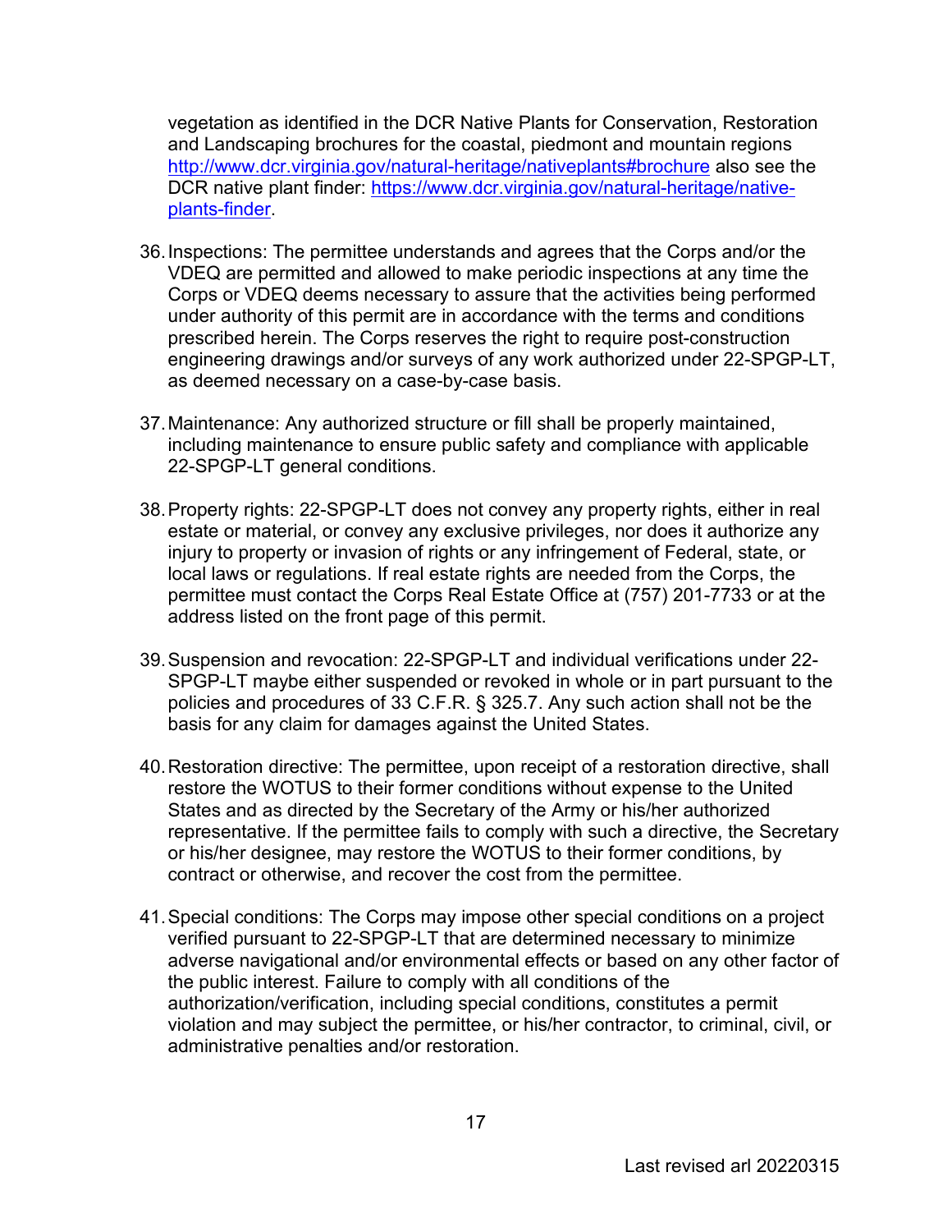vegetation as identified in the DCR Native Plants for Conservation, Restoration and Landscaping brochures for the coastal, piedmont and mountain regions http://www.dcr.virginia.gov/natural-heritage/nativeplants#brochure also see the DCR native plant finder: https://www.dcr.virginia.gov/natural-heritage/native-plants-finder.

36. Inspections: The permittee understands and agrees that the Corps and/or the VDEQ are permitted and allowed to make periodic inspections at any time the Corps or VDEQ deems necessary to assure that the activities being performed under authority of this permit are in accordance with the terms and conditions prescribed herein. The Corps reserves the right to require post-construction engineering drawings and/or surveys of any work authorized under 22-SPGP-LT, as deemed necessary on a case-by-case basis.

37. Maintenance: Any authorized structure or fill shall be properly maintained, including maintenance to ensure public safety and compliance with applicable 22-SPGP-LT general conditions.

38. Property rights: 22-SPGP-LT does not convey any property rights, either in real estate or material, or convey any exclusive privileges, nor does it authorize any injury to property or invasion of rights or any infringement of Federal, state, or local laws or regulations. If real estate rights are needed from the Corps, the permittee must contact the Corps Real Estate Office at (757) 201-7733 or at the address listed on the front page of this permit.

39. Suspension and revocation: 22-SPGP-LT and individual verifications under 22-SPGP-LT maybe either suspended or revoked in whole or in part pursuant to the policies and procedures of 33 C.F.R. § 325.7. Any such action shall not be the basis for any claim for damages against the United States.

40. Restoration directive: The permittee, upon receipt of a restoration directive, shall restore the WOTUS to their former conditions without expense to the United States and as directed by the Secretary of the Army or his/her authorized representative. If the permittee fails to comply with such a directive, the Secretary or his/her designee, may restore the WOTUS to their former conditions, by contract or otherwise, and recover the cost from the permittee.

41. Special conditions: The Corps may impose other special conditions on a project verified pursuant to 22-SPGP-LT that are determined necessary to minimize adverse navigational and/or environmental effects or based on any other factor of the public interest. Failure to comply with all conditions of the authorization/verification, including special conditions, constitutes a permit violation and may subject the permittee, or his/her contractor, to criminal, civil, or administrative penalties and/or restoration.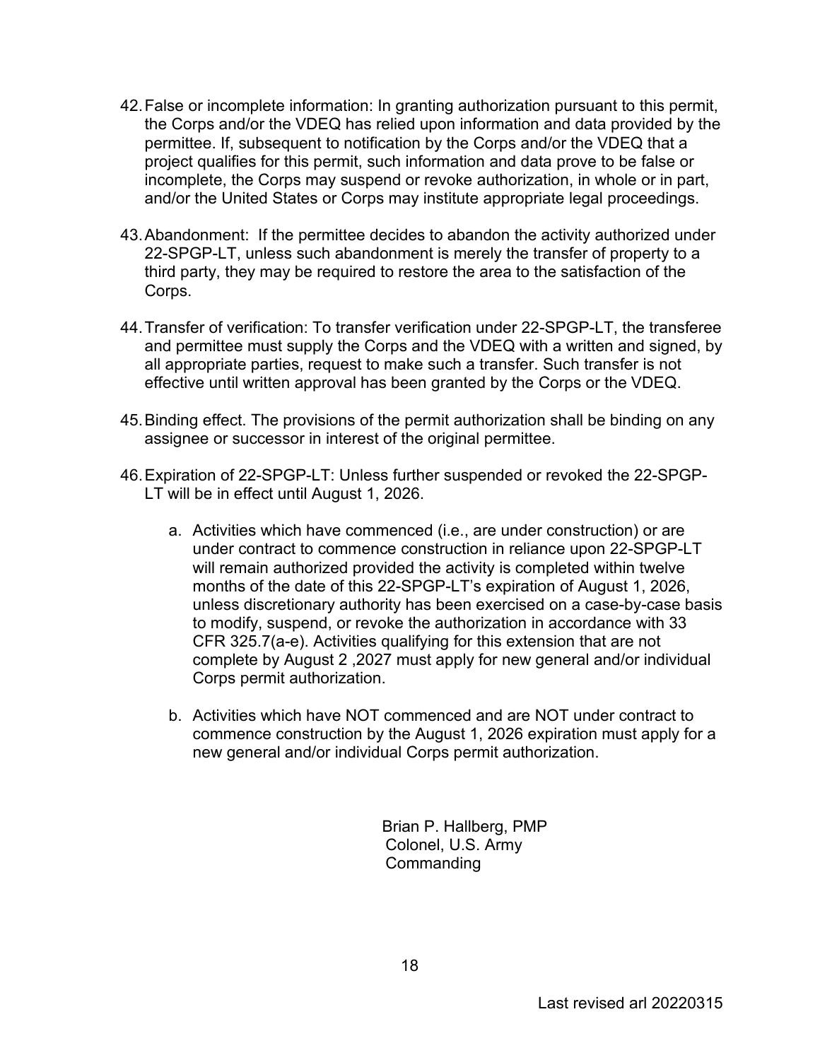42. False or incomplete information: In granting authorization pursuant to this permit, the Corps and/or the VDEQ has relied upon information and data provided by the permittee. If, subsequent to notification by the Corps and/or the VDEQ that a project qualifies for this permit, such information and data prove to be false or incomplete, the Corps may suspend or revoke authorization, in whole or in part, and/or the United States or Corps may institute appropriate legal proceedings.

43. Abandonment: If the permittee decides to abandon the activity authorized under 22-SPGP-LT, unless such abandonment is merely the transfer of property to a third party, they may be required to restore the area to the satisfaction of the Corps.

44. Transfer of verification: To transfer verification under 22-SPGP-LT, the transferee and permittee must supply the Corps and the VDEQ with a written and signed, by all appropriate parties, request to make such a transfer. Such transfer is not effective until written approval has been granted by the Corps or the VDEQ.

45. Binding effect. The provisions of the permit authorization shall be binding on any assignee or successor in interest of the original permittee.

46. Expiration of 22-SPGP-LT: Unless further suspended or revoked the 22-SPGP-LT will be in effect until August 1, 2026.

    a. Activities which have commenced (i.e., are under construction) or are under contract to commence construction in reliance upon 22-SPGP-LT will remain authorized provided the activity is completed within twelve months of the date of this 22-SPGP-LT's expiration of August 1, 2026, unless discretionary authority has been exercised on a case-by-case basis to modify, suspend, or revoke the authorization in accordance with 33 CFR 325.7(a-e). Activities qualifying for this extension that are not complete by August 2 ,2027 must apply for new general and/or individual Corps permit authorization.

    b. Activities which have NOT commenced and are NOT under contract to commence construction by the August 1, 2026 expiration must apply for a new general and/or individual Corps permit authorization.

Brian P. Hallberg, PMP
Colonel, U.S. Army
Commanding

Last revised arl 20220315